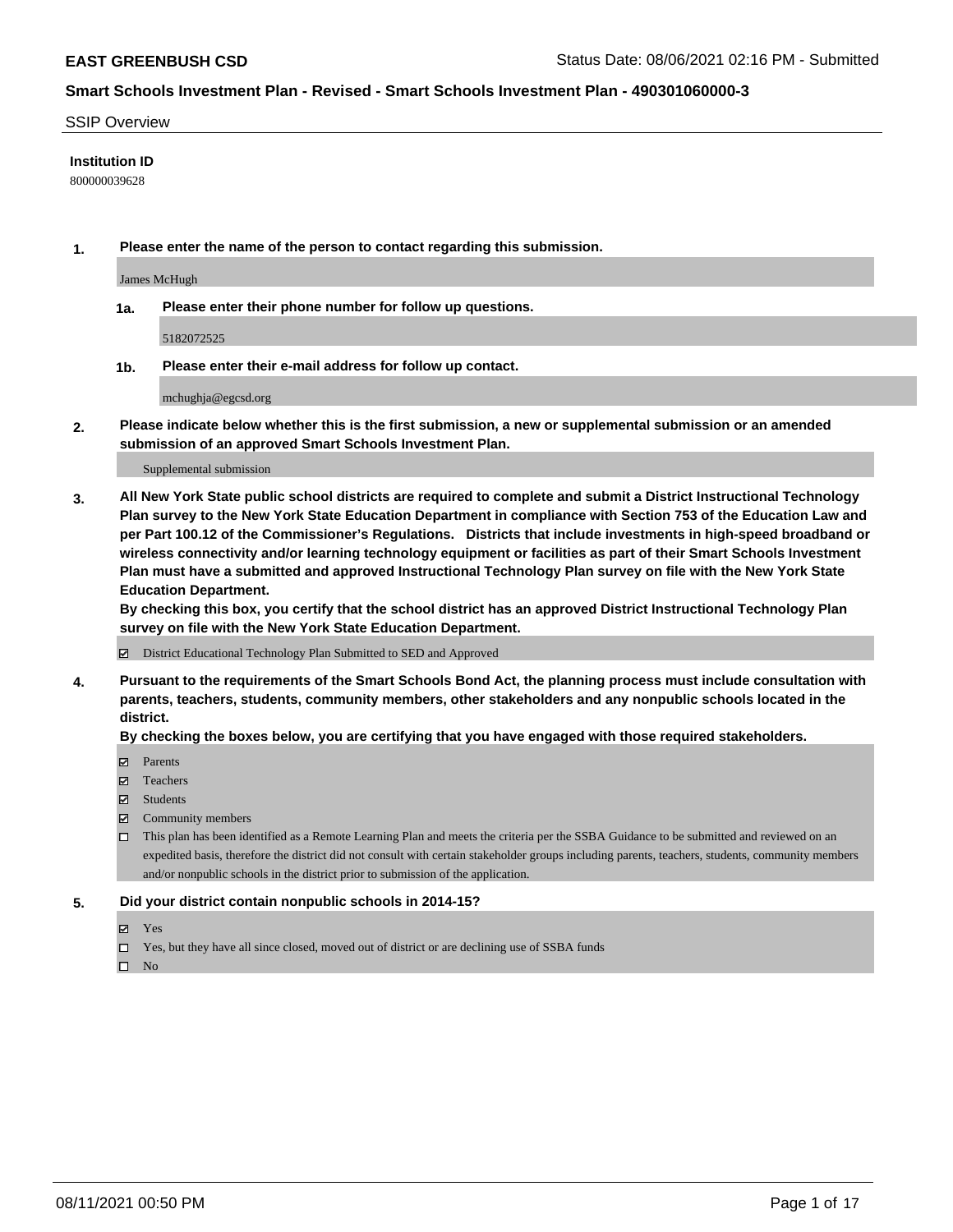**EAST GREENBUSH CSD**

Status Date: 08/06/2021 02:16 PM - Submitted

**Smart Schools Investment Plan - Revised - Smart Schools Investment Plan - 490301060000-3**

SSIP Overview

**Institution ID**

800000039628

**1. Please enter the name of the person to contact regarding this submission.**

James McHugh

**1a. Please enter their phone number for follow up questions.**

5182072525

**1b. Please enter their e-mail address for follow up contact.**

mchughja@egcsd.org

**2. Please indicate below whether this is the first submission, a new or supplemental submission or an amended submission of an approved Smart Schools Investment Plan.**

Supplemental submission

**3. All New York State public school districts are required to complete and submit a District Instructional Technology Plan survey to the New York State Education Department in compliance with Section 753 of the Education Law and per Part 100.12 of the Commissioner's Regulations. Districts that include investments in high-speed broadband or wireless connectivity and/or learning technology equipment or facilities as part of their Smart Schools Investment Plan must have a submitted and approved Instructional Technology Plan survey on file with the New York State Education Department.**
**By checking this box, you certify that the school district has an approved District Instructional Technology Plan survey on file with the New York State Education Department.**

- [x] District Educational Technology Plan Submitted to SED and Approved

**4. Pursuant to the requirements of the Smart Schools Bond Act, the planning process must include consultation with parents, teachers, students, community members, other stakeholders and any nonpublic schools located in the district.**
**By checking the boxes below, you are certifying that you have engaged with those required stakeholders.**

- [x] Parents
- [x] Teachers
- [x] Students
- [x] Community members
- [ ] This plan has been identified as a Remote Learning Plan and meets the criteria per the SSBA Guidance to be submitted and reviewed on an expedited basis, therefore the district did not consult with certain stakeholder groups including parents, teachers, students, community members and/or nonpublic schools in the district prior to submission of the application.

**5. Did your district contain nonpublic schools in 2014-15?**

- [x] Yes
- [ ] Yes, but they have all since closed, moved out of district or are declining use of SSBA funds
- [ ] No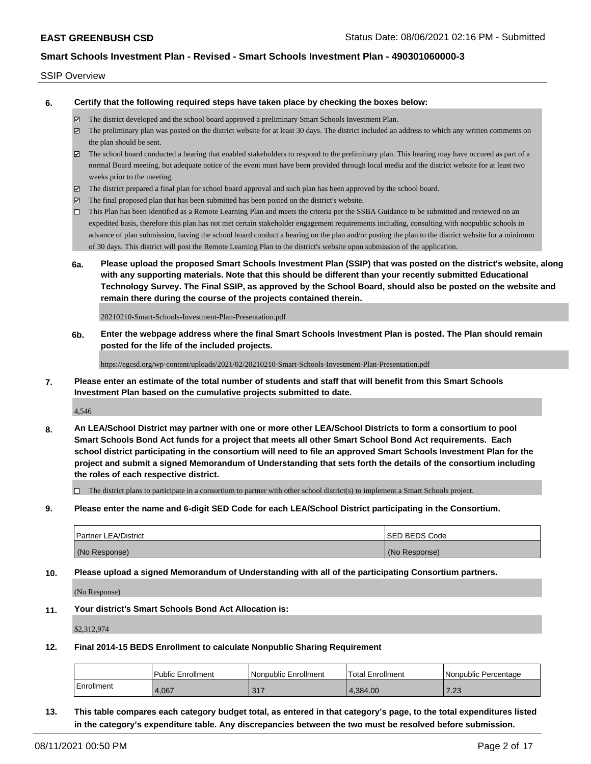SSIP Overview

**6. Certify that the following required steps have taken place by checking the boxes below:**

- ☑ The district developed and the school board approved a preliminary Smart Schools Investment Plan.
- ☑ The preliminary plan was posted on the district website for at least 30 days. The district included an address to which any written comments on the plan should be sent.
- ☑ The school board conducted a hearing that enabled stakeholders to respond to the preliminary plan. This hearing may have occured as part of a normal Board meeting, but adequate notice of the event must have been provided through local media and the district website for at least two weeks prior to the meeting.
- ☑ The district prepared a final plan for school board approval and such plan has been approved by the school board.
- ☑ The final proposed plan that has been submitted has been posted on the district's website.
- ☐ This Plan has been identified as a Remote Learning Plan and meets the criteria per the SSBA Guidance to be submitted and reviewed on an expedited basis, therefore this plan has not met certain stakeholder engagement requirements including, consulting with nonpublic schools in advance of plan submission, having the school board conduct a hearing on the plan and/or posting the plan to the district website for a minimum of 30 days. This district will post the Remote Learning Plan to the district's website upon submission of the application.

**6a. Please upload the proposed Smart Schools Investment Plan (SSIP) that was posted on the district's website, along with any supporting materials. Note that this should be different than your recently submitted Educational Technology Survey. The Final SSIP, as approved by the School Board, should also be posted on the website and remain there during the course of the projects contained therein.**

20210210-Smart-Schools-Investment-Plan-Presentation.pdf

**6b. Enter the webpage address where the final Smart Schools Investment Plan is posted. The Plan should remain posted for the life of the included projects.**

https://egcsd.org/wp-content/uploads/2021/02/20210210-Smart-Schools-Investment-Plan-Presentation.pdf

**7. Please enter an estimate of the total number of students and staff that will benefit from this Smart Schools Investment Plan based on the cumulative projects submitted to date.**

4,546

**8. An LEA/School District may partner with one or more other LEA/School Districts to form a consortium to pool Smart Schools Bond Act funds for a project that meets all other Smart School Bond Act requirements. Each school district participating in the consortium will need to file an approved Smart Schools Investment Plan for the project and submit a signed Memorandum of Understanding that sets forth the details of the consortium including the roles of each respective district.**

- ☐ The district plans to participate in a consortium to partner with other school district(s) to implement a Smart Schools project.

**9. Please enter the name and 6-digit SED Code for each LEA/School District participating in the Consortium.**

| Partner LEA/District | SED BEDS Code |
|---|---|
| (No Response) | (No Response) |

**10. Please upload a signed Memorandum of Understanding with all of the participating Consortium partners.**

(No Response)

**11. Your district's Smart Schools Bond Act Allocation is:**

$2,312,974

**12. Final 2014-15 BEDS Enrollment to calculate Nonpublic Sharing Requirement**

| | Public Enrollment | Nonpublic Enrollment | Total Enrollment | Nonpublic Percentage |
|---|---|---|---|---|
| Enrollment | 4,067 | 317 | 4,384.00 | 7.23 |

**13. This table compares each category budget total, as entered in that category's page, to the total expenditures listed in the category's expenditure table. Any discrepancies between the two must be resolved before submission.**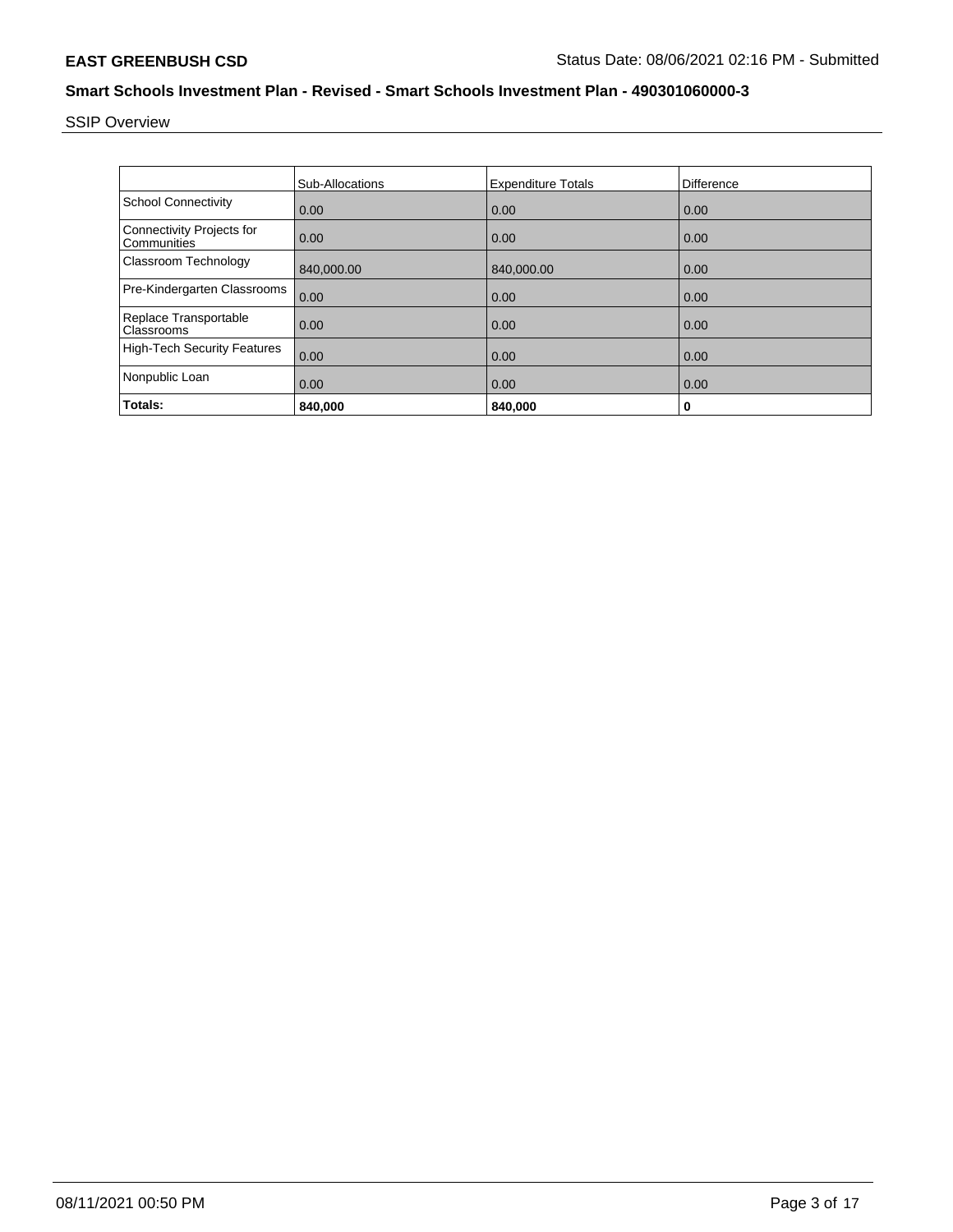SSIP Overview

| | Sub-Allocations | Expenditure Totals | Difference |
|---|---|---|---|
| School Connectivity | 0.00 | 0.00 | 0.00 |
| Connectivity Projects for Communities | 0.00 | 0.00 | 0.00 |
| Classroom Technology | 840,000.00 | 840,000.00 | 0.00 |
| Pre-Kindergarten Classrooms | 0.00 | 0.00 | 0.00 |
| Replace Transportable Classrooms | 0.00 | 0.00 | 0.00 |
| High-Tech Security Features | 0.00 | 0.00 | 0.00 |
| Nonpublic Loan | 0.00 | 0.00 | 0.00 |
| **Totals:** | **840,000** | **840,000** | **0** |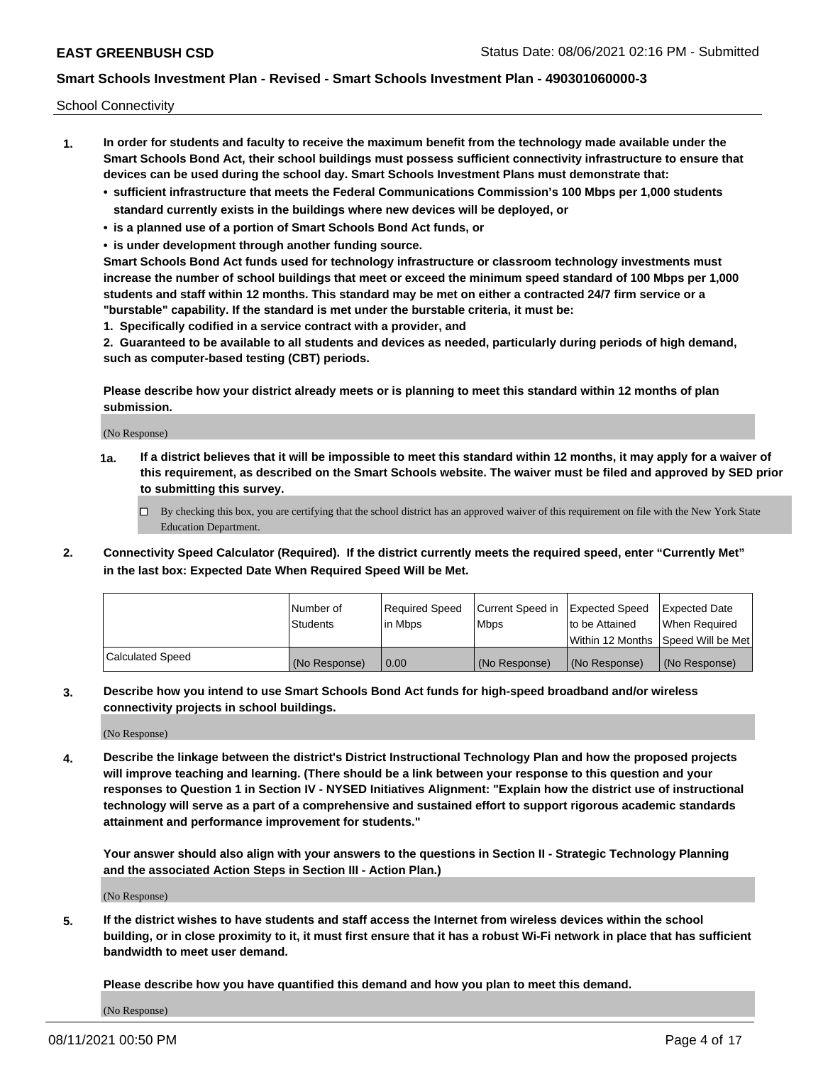School Connectivity

1. **In order for students and faculty to receive the maximum benefit from the technology made available under the Smart Schools Bond Act, their school buildings must possess sufficient connectivity infrastructure to ensure that devices can be used during the school day. Smart Schools Investment Plans must demonstrate that:**
   - **sufficient infrastructure that meets the Federal Communications Commission's 100 Mbps per 1,000 students standard currently exists in the buildings where new devices will be deployed, or**
   - **is a planned use of a portion of Smart Schools Bond Act funds, or**
   - **is under development through another funding source.**

   **Smart Schools Bond Act funds used for technology infrastructure or classroom technology investments must increase the number of school buildings that meet or exceed the minimum speed standard of 100 Mbps per 1,000 students and staff within 12 months. This standard may be met on either a contracted 24/7 firm service or a "burstable" capability. If the standard is met under the burstable criteria, it must be:**

   **1. Specifically codified in a service contract with a provider, and**

   **2. Guaranteed to be available to all students and devices as needed, particularly during periods of high demand, such as computer-based testing (CBT) periods.**

   **Please describe how your district already meets or is planning to meet this standard within 12 months of plan submission.**

   (No Response)

   **1a. If a district believes that it will be impossible to meet this standard within 12 months, it may apply for a waiver of this requirement, as described on the Smart Schools website. The waiver must be filed and approved by SED prior to submitting this survey.**

   ☐ By checking this box, you are certifying that the school district has an approved waiver of this requirement on file with the New York State Education Department.

2. **Connectivity Speed Calculator (Required). If the district currently meets the required speed, enter "Currently Met" in the last box: Expected Date When Required Speed Will be Met.**

| | Number of Students | Required Speed in Mbps | Current Speed in Mbps | Expected Speed to be Attained Within 12 Months | Expected Date When Required Speed Will be Met |
|---|---|---|---|---|---|
| Calculated Speed | (No Response) | 0.00 | (No Response) | (No Response) | (No Response) |

3. **Describe how you intend to use Smart Schools Bond Act funds for high-speed broadband and/or wireless connectivity projects in school buildings.**

   (No Response)

4. **Describe the linkage between the district's District Instructional Technology Plan and how the proposed projects will improve teaching and learning. (There should be a link between your response to this question and your responses to Question 1 in Section IV - NYSED Initiatives Alignment: "Explain how the district use of instructional technology will serve as a part of a comprehensive and sustained effort to support rigorous academic standards attainment and performance improvement for students."**

   **Your answer should also align with your answers to the questions in Section II - Strategic Technology Planning and the associated Action Steps in Section III - Action Plan.)**

   (No Response)

5. **If the district wishes to have students and staff access the Internet from wireless devices within the school building, or in close proximity to it, it must first ensure that it has a robust Wi-Fi network in place that has sufficient bandwidth to meet user demand.**

   **Please describe how you have quantified this demand and how you plan to meet this demand.**

   (No Response)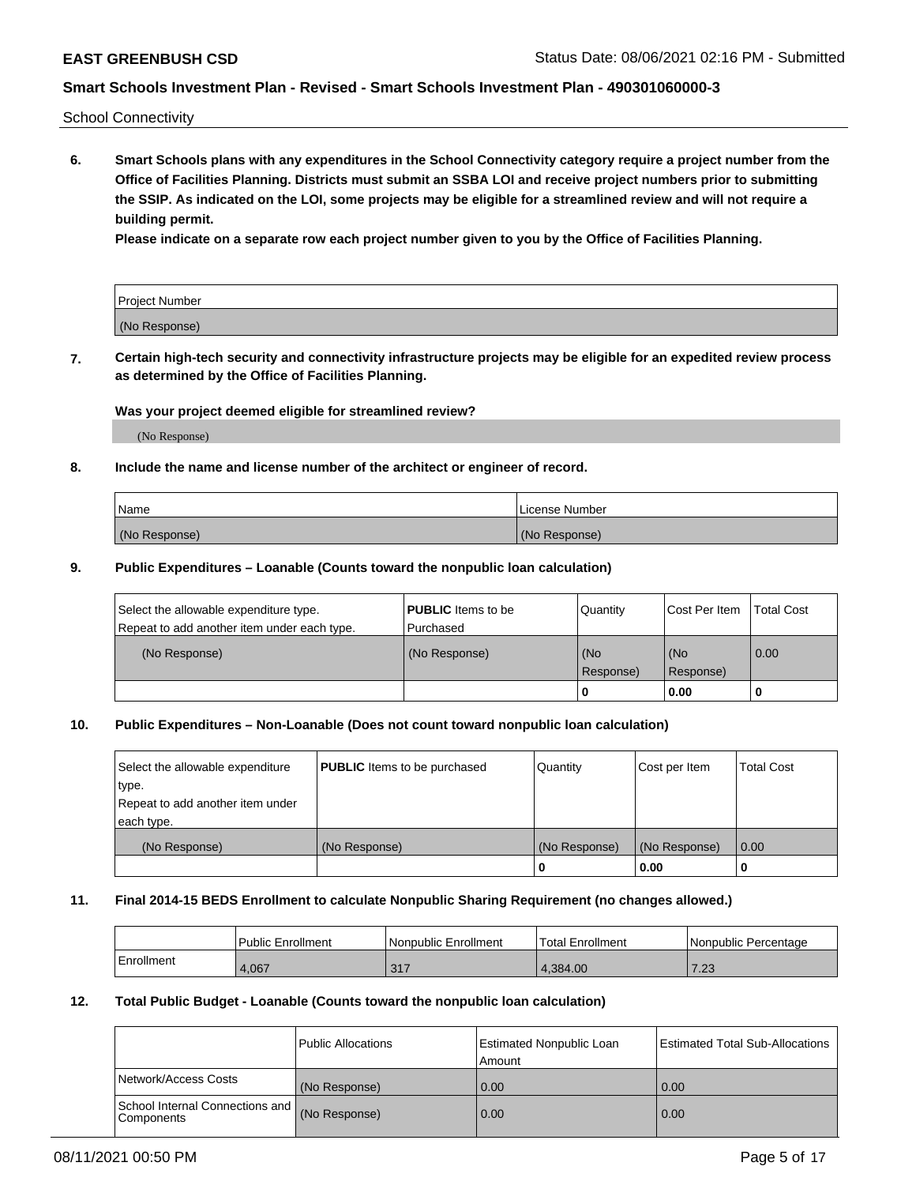School Connectivity

**6. Smart Schools plans with any expenditures in the School Connectivity category require a project number from the Office of Facilities Planning. Districts must submit an SSBA LOI and receive project numbers prior to submitting the SSIP. As indicated on the LOI, some projects may be eligible for a streamlined review and will not require a building permit.**

**Please indicate on a separate row each project number given to you by the Office of Facilities Planning.**

| Project Number |
| --- |
| (No Response) |

**7. Certain high-tech security and connectivity infrastructure projects may be eligible for an expedited review process as determined by the Office of Facilities Planning.**

**Was your project deemed eligible for streamlined review?**

(No Response)

**8. Include the name and license number of the architect or engineer of record.**

| Name | License Number |
| --- | --- |
| (No Response) | (No Response) |

**9. Public Expenditures – Loanable (Counts toward the nonpublic loan calculation)**

| Select the allowable expenditure type. Repeat to add another item under each type. | **PUBLIC** Items to be Purchased | Quantity | Cost Per Item | Total Cost |
| --- | --- | --- | --- | --- |
| (No Response) | (No Response) | (No Response) | (No Response) | 0.00 |
| | | 0 | 0.00 | 0 |

**10. Public Expenditures – Non-Loanable (Does not count toward nonpublic loan calculation)**

| Select the allowable expenditure type. Repeat to add another item under each type. | **PUBLIC** Items to be purchased | Quantity | Cost per Item | Total Cost |
| --- | --- | --- | --- | --- |
| (No Response) | (No Response) | (No Response) | (No Response) | 0.00 |
| | | 0 | 0.00 | 0 |

**11. Final 2014-15 BEDS Enrollment to calculate Nonpublic Sharing Requirement (no changes allowed.)**

| | Public Enrollment | Nonpublic Enrollment | Total Enrollment | Nonpublic Percentage |
| --- | --- | --- | --- | --- |
| Enrollment | 4,067 | 317 | 4,384.00 | 7.23 |

**12. Total Public Budget - Loanable (Counts toward the nonpublic loan calculation)**

| | Public Allocations | Estimated Nonpublic Loan Amount | Estimated Total Sub-Allocations |
| --- | --- | --- | --- |
| Network/Access Costs | (No Response) | 0.00 | 0.00 |
| School Internal Connections and Components | (No Response) | 0.00 | 0.00 |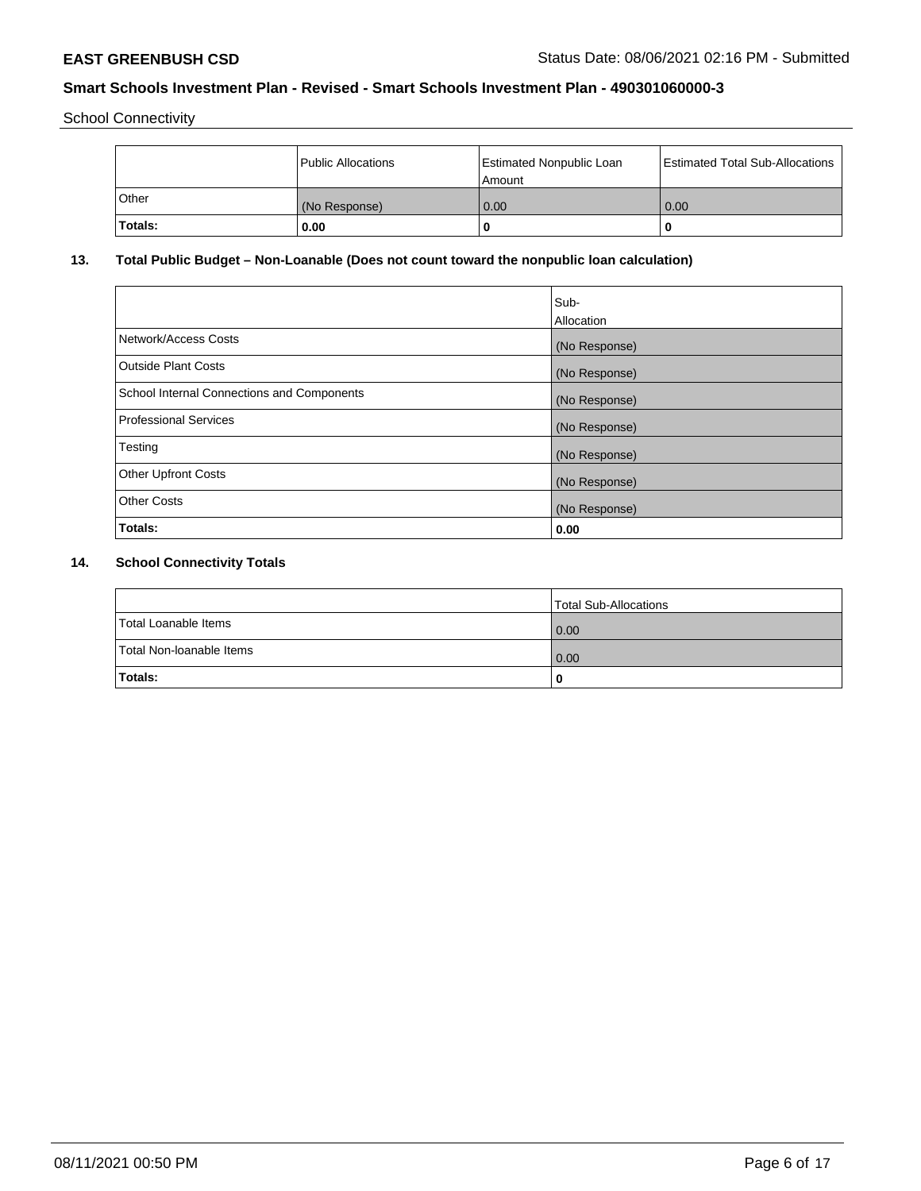School Connectivity

| | Public Allocations | Estimated Nonpublic Loan Amount | Estimated Total Sub-Allocations |
|---|---|---|---|
| Other | (No Response) | 0.00 | 0.00 |
| **Totals:** | **0.00** | **0** | **0** |

### 13. Total Public Budget – Non-Loanable (Does not count toward the nonpublic loan calculation)

| | Sub-Allocation |
|---|---|
| Network/Access Costs | (No Response) |
| Outside Plant Costs | (No Response) |
| School Internal Connections and Components | (No Response) |
| Professional Services | (No Response) |
| Testing | (No Response) |
| Other Upfront Costs | (No Response) |
| Other Costs | (No Response) |
| **Totals:** | **0.00** |

### 14. School Connectivity Totals

| | Total Sub-Allocations |
|---|---|
| Total Loanable Items | 0.00 |
| Total Non-loanable Items | 0.00 |
| **Totals:** | **0** |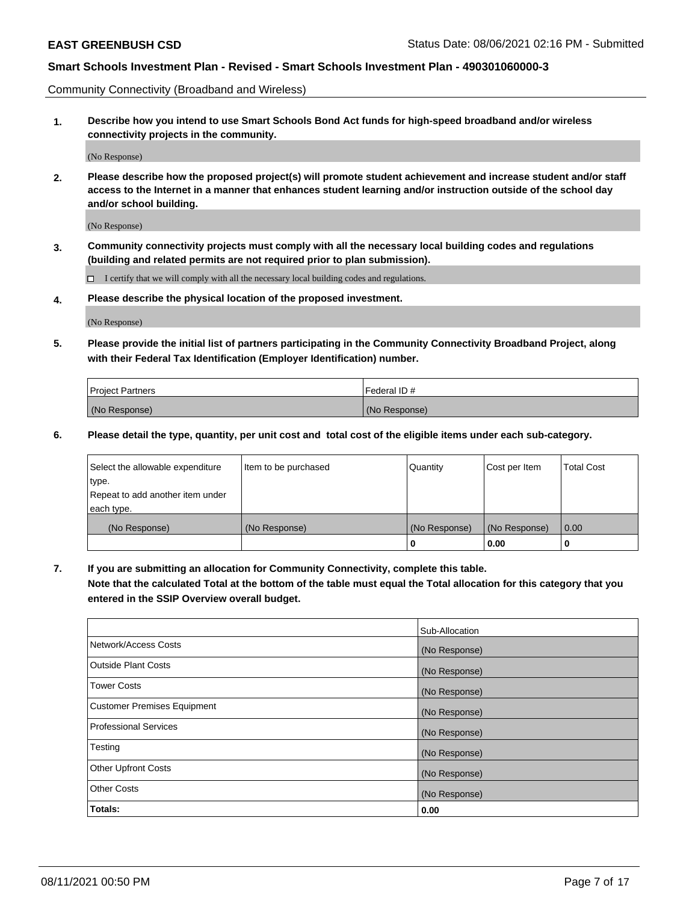Community Connectivity (Broadband and Wireless)

**1. Describe how you intend to use Smart Schools Bond Act funds for high-speed broadband and/or wireless connectivity projects in the community.**

(No Response)

**2. Please describe how the proposed project(s) will promote student achievement and increase student and/or staff access to the Internet in a manner that enhances student learning and/or instruction outside of the school day and/or school building.**

(No Response)

**3. Community connectivity projects must comply with all the necessary local building codes and regulations (building and related permits are not required prior to plan submission).**

☐ I certify that we will comply with all the necessary local building codes and regulations.

**4. Please describe the physical location of the proposed investment.**

(No Response)

**5. Please provide the initial list of partners participating in the Community Connectivity Broadband Project, along with their Federal Tax Identification (Employer Identification) number.**

| Project Partners | Federal ID # |
| --- | --- |
| (No Response) | (No Response) |

**6. Please detail the type, quantity, per unit cost and total cost of the eligible items under each sub-category.**

| Select the allowable expenditure type. Repeat to add another item under each type. | Item to be purchased | Quantity | Cost per Item | Total Cost |
| --- | --- | --- | --- | --- |
| (No Response) | (No Response) | (No Response) | (No Response) | 0.00 |
| | | 0 | 0.00 | 0 |

**7. If you are submitting an allocation for Community Connectivity, complete this table. Note that the calculated Total at the bottom of the table must equal the Total allocation for this category that you entered in the SSIP Overview overall budget.**

| | Sub-Allocation |
| --- | --- |
| Network/Access Costs | (No Response) |
| Outside Plant Costs | (No Response) |
| Tower Costs | (No Response) |
| Customer Premises Equipment | (No Response) |
| Professional Services | (No Response) |
| Testing | (No Response) |
| Other Upfront Costs | (No Response) |
| Other Costs | (No Response) |
| **Totals:** | **0.00** |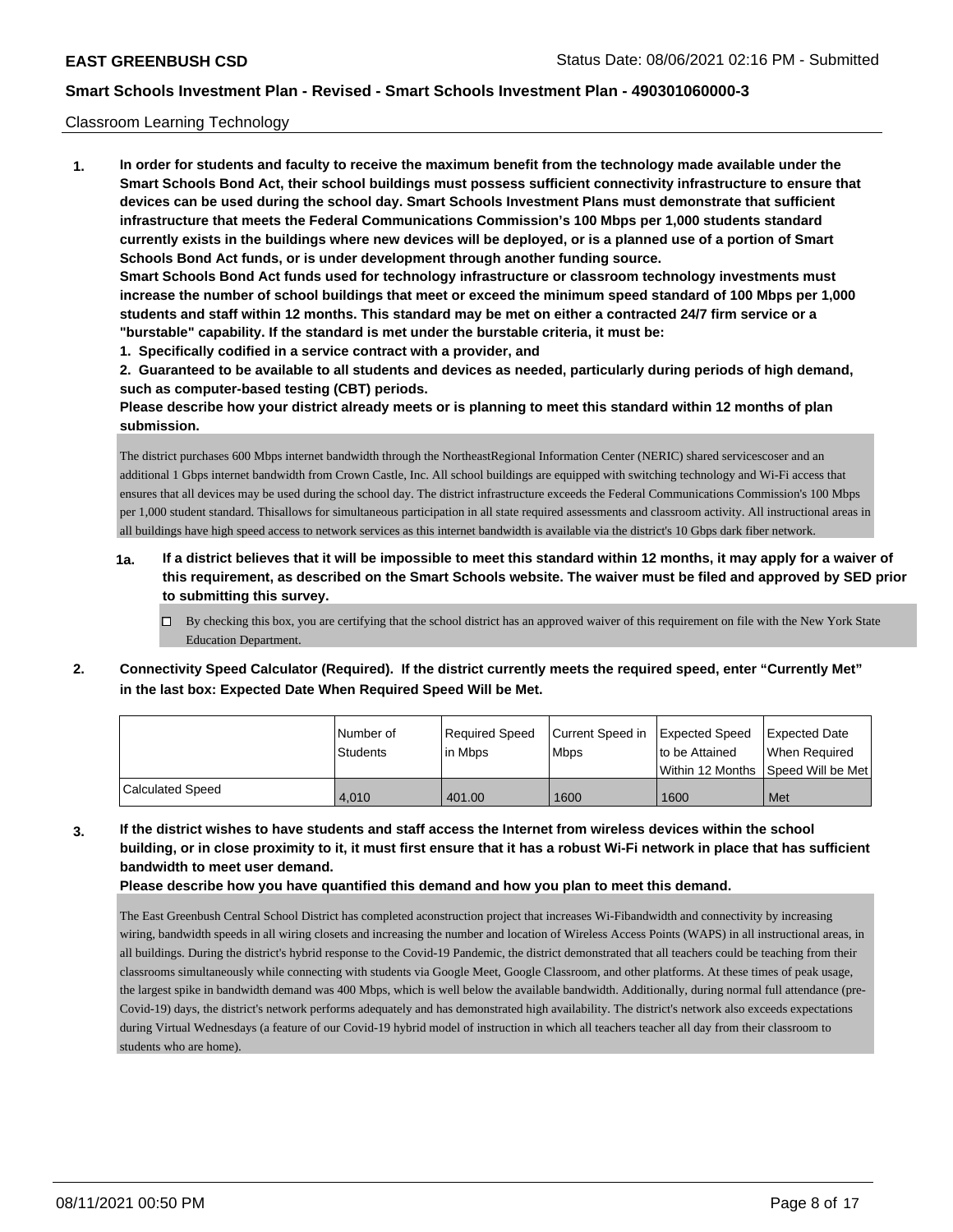Classroom Learning Technology

**1. In order for students and faculty to receive the maximum benefit from the technology made available under the Smart Schools Bond Act, their school buildings must possess sufficient connectivity infrastructure to ensure that devices can be used during the school day. Smart Schools Investment Plans must demonstrate that sufficient infrastructure that meets the Federal Communications Commission's 100 Mbps per 1,000 students standard currently exists in the buildings where new devices will be deployed, or is a planned use of a portion of Smart Schools Bond Act funds, or is under development through another funding source.**

**Smart Schools Bond Act funds used for technology infrastructure or classroom technology investments must increase the number of school buildings that meet or exceed the minimum speed standard of 100 Mbps per 1,000 students and staff within 12 months. This standard may be met on either a contracted 24/7 firm service or a "burstable" capability. If the standard is met under the burstable criteria, it must be:**

**1. Specifically codified in a service contract with a provider, and**

**2. Guaranteed to be available to all students and devices as needed, particularly during periods of high demand, such as computer-based testing (CBT) periods.**

**Please describe how your district already meets or is planning to meet this standard within 12 months of plan submission.**

The district purchases 600 Mbps internet bandwidth through the NortheastRegional Information Center (NERIC) shared servicescoser and an additional 1 Gbps internet bandwidth from Crown Castle, Inc. All school buildings are equipped with switching technology and Wi-Fi access that ensures that all devices may be used during the school day. The district infrastructure exceeds the Federal Communications Commission's 100 Mbps per 1,000 student standard. Thisallows for simultaneous participation in all state required assessments and classroom activity. All instructional areas in all buildings have high speed access to network services as this internet bandwidth is available via the district's 10 Gbps dark fiber network.

**1a. If a district believes that it will be impossible to meet this standard within 12 months, it may apply for a waiver of this requirement, as described on the Smart Schools website. The waiver must be filed and approved by SED prior to submitting this survey.**

☐ By checking this box, you are certifying that the school district has an approved waiver of this requirement on file with the New York State Education Department.

**2. Connectivity Speed Calculator (Required). If the district currently meets the required speed, enter "Currently Met" in the last box: Expected Date When Required Speed Will be Met.**

| | Number of Students | Required Speed in Mbps | Current Speed in Mbps | Expected Speed to be Attained Within 12 Months | Expected Date When Required Speed Will be Met |
|---|---|---|---|---|---|
| Calculated Speed | 4,010 | 401.00 | 1600 | 1600 | Met |

**3. If the district wishes to have students and staff access the Internet from wireless devices within the school building, or in close proximity to it, it must first ensure that it has a robust Wi-Fi network in place that has sufficient bandwidth to meet user demand.**

**Please describe how you have quantified this demand and how you plan to meet this demand.**

The East Greenbush Central School District has completed aconstruction project that increases Wi-Fibandwidth and connectivity by increasing wiring, bandwidth speeds in all wiring closets and increasing the number and location of Wireless Access Points (WAPS) in all instructional areas, in all buildings. During the district's hybrid response to the Covid-19 Pandemic, the district demonstrated that all teachers could be teaching from their classrooms simultaneously while connecting with students via Google Meet, Google Classroom, and other platforms. At these times of peak usage, the largest spike in bandwidth demand was 400 Mbps, which is well below the available bandwidth. Additionally, during normal full attendance (pre-Covid-19) days, the district's network performs adequately and has demonstrated high availability. The district's network also exceeds expectations during Virtual Wednesdays (a feature of our Covid-19 hybrid model of instruction in which all teachers teacher all day from their classroom to students who are home).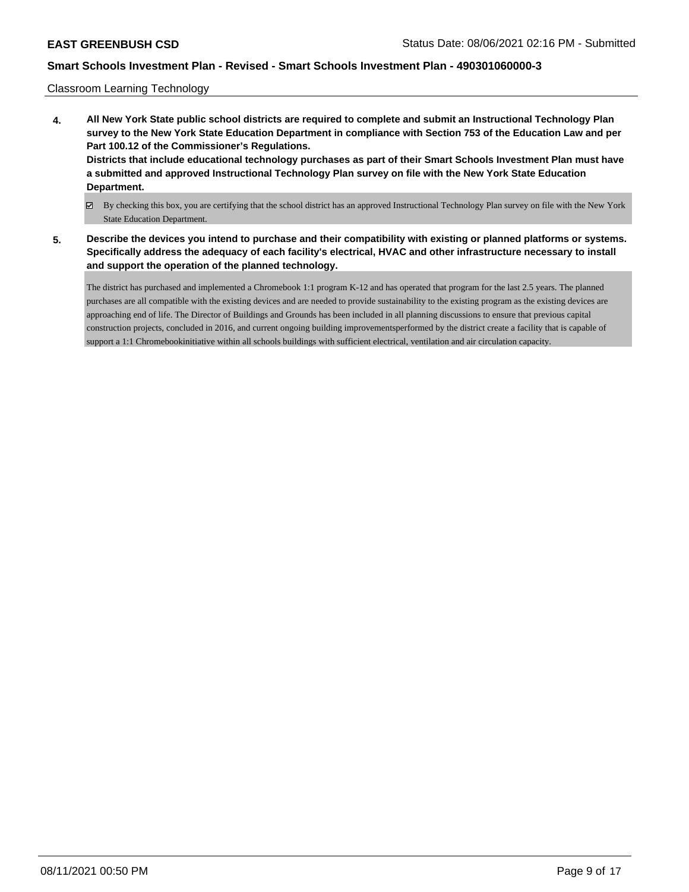Classroom Learning Technology

**4. All New York State public school districts are required to complete and submit an Instructional Technology Plan survey to the New York State Education Department in compliance with Section 753 of the Education Law and per Part 100.12 of the Commissioner's Regulations.**
**Districts that include educational technology purchases as part of their Smart Schools Investment Plan must have a submitted and approved Instructional Technology Plan survey on file with the New York State Education Department.**

☑ By checking this box, you are certifying that the school district has an approved Instructional Technology Plan survey on file with the New York State Education Department.

**5. Describe the devices you intend to purchase and their compatibility with existing or planned platforms or systems. Specifically address the adequacy of each facility's electrical, HVAC and other infrastructure necessary to install and support the operation of the planned technology.**

The district has purchased and implemented a Chromebook 1:1 program K-12 and has operated that program for the last 2.5 years. The planned purchases are all compatible with the existing devices and are needed to provide sustainability to the existing program as the existing devices are approaching end of life. The Director of Buildings and Grounds has been included in all planning discussions to ensure that previous capital construction projects, concluded in 2016, and current ongoing building improvementsperformed by the district create a facility that is capable of support a 1:1 Chromebookinitiative within all schools buildings with sufficient electrical, ventilation and air circulation capacity.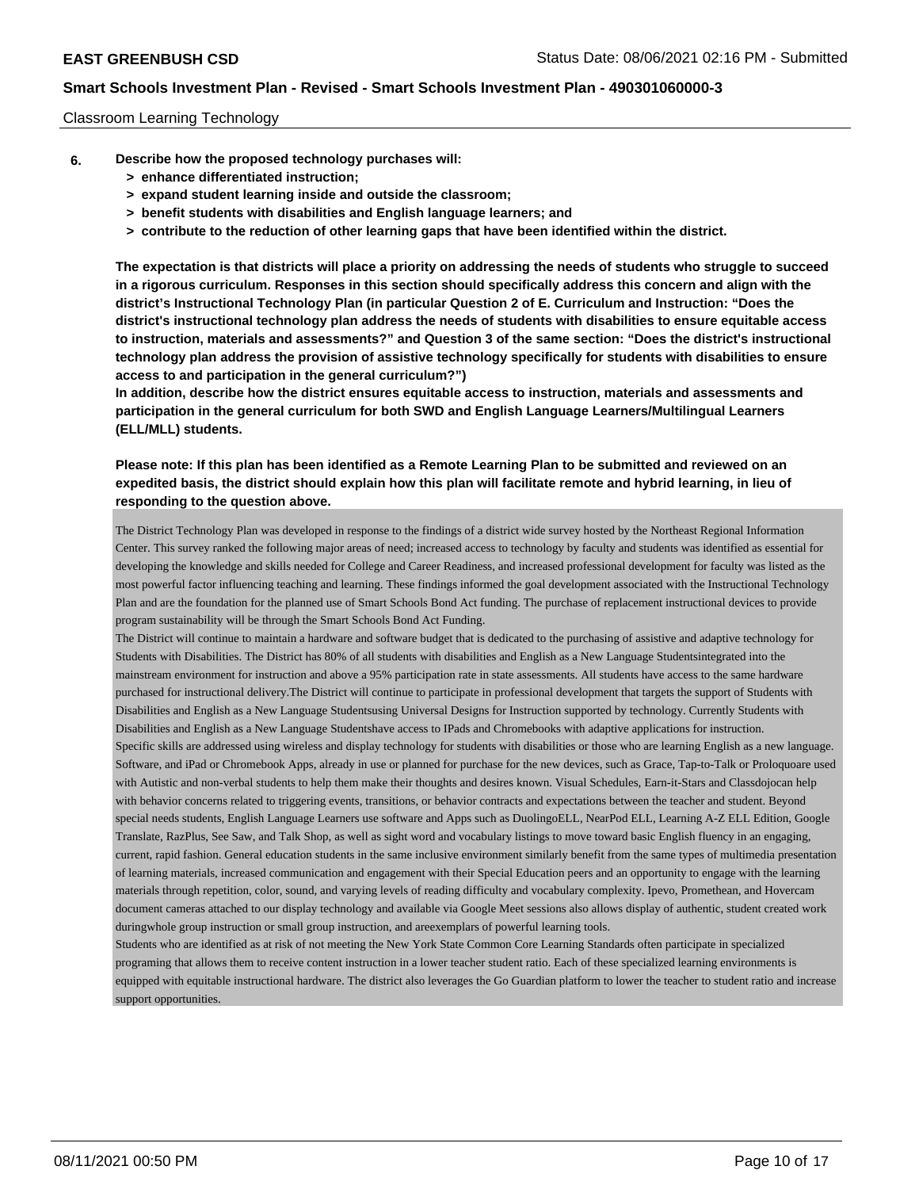Classroom Learning Technology

**6. Describe how the proposed technology purchases will:**
- **> enhance differentiated instruction;**
- **> expand student learning inside and outside the classroom;**
- **> benefit students with disabilities and English language learners; and**
- **> contribute to the reduction of other learning gaps that have been identified within the district.**

**The expectation is that districts will place a priority on addressing the needs of students who struggle to succeed in a rigorous curriculum. Responses in this section should specifically address this concern and align with the district's Instructional Technology Plan (in particular Question 2 of E. Curriculum and Instruction: "Does the district's instructional technology plan address the needs of students with disabilities to ensure equitable access to instruction, materials and assessments?" and Question 3 of the same section: "Does the district's instructional technology plan address the provision of assistive technology specifically for students with disabilities to ensure access to and participation in the general curriculum?")**

**In addition, describe how the district ensures equitable access to instruction, materials and assessments and participation in the general curriculum for both SWD and English Language Learners/Multilingual Learners (ELL/MLL) students.**

**Please note: If this plan has been identified as a Remote Learning Plan to be submitted and reviewed on an expedited basis, the district should explain how this plan will facilitate remote and hybrid learning, in lieu of responding to the question above.**

The District Technology Plan was developed in response to the findings of a district wide survey hosted by the Northeast Regional Information Center. This survey ranked the following major areas of need; increased access to technology by faculty and students was identified as essential for developing the knowledge and skills needed for College and Career Readiness, and increased professional development for faculty was listed as the most powerful factor influencing teaching and learning. These findings informed the goal development associated with the Instructional Technology Plan and are the foundation for the planned use of Smart Schools Bond Act funding. The purchase of replacement instructional devices to provide program sustainability will be through the Smart Schools Bond Act Funding.

The District will continue to maintain a hardware and software budget that is dedicated to the purchasing of assistive and adaptive technology for Students with Disabilities. The District has 80% of all students with disabilities and English as a New Language Studentsintegrated into the mainstream environment for instruction and above a 95% participation rate in state assessments. All students have access to the same hardware purchased for instructional delivery.The District will continue to participate in professional development that targets the support of Students with Disabilities and English as a New Language Studentsusing Universal Designs for Instruction supported by technology. Currently Students with Disabilities and English as a New Language Studentshave access to IPads and Chromebooks with adaptive applications for instruction.

Specific skills are addressed using wireless and display technology for students with disabilities or those who are learning English as a new language. Software, and iPad or Chromebook Apps, already in use or planned for purchase for the new devices, such as Grace, Tap-to-Talk or Proloquoare used with Autistic and non-verbal students to help them make their thoughts and desires known. Visual Schedules, Earn-it-Stars and Classdojocan help with behavior concerns related to triggering events, transitions, or behavior contracts and expectations between the teacher and student. Beyond special needs students, English Language Learners use software and Apps such as DuolingoELL, NearPod ELL, Learning A-Z ELL Edition, Google Translate, RazPlus, See Saw, and Talk Shop, as well as sight word and vocabulary listings to move toward basic English fluency in an engaging, current, rapid fashion. General education students in the same inclusive environment similarly benefit from the same types of multimedia presentation of learning materials, increased communication and engagement with their Special Education peers and an opportunity to engage with the learning materials through repetition, color, sound, and varying levels of reading difficulty and vocabulary complexity. Ipevo, Promethean, and Hovercam document cameras attached to our display technology and available via Google Meet sessions also allows display of authentic, student created work duringwhole group instruction or small group instruction, and areexemplars of powerful learning tools.

Students who are identified as at risk of not meeting the New York State Common Core Learning Standards often participate in specialized programing that allows them to receive content instruction in a lower teacher student ratio. Each of these specialized learning environments is equipped with equitable instructional hardware. The district also leverages the Go Guardian platform to lower the teacher to student ratio and increase support opportunities.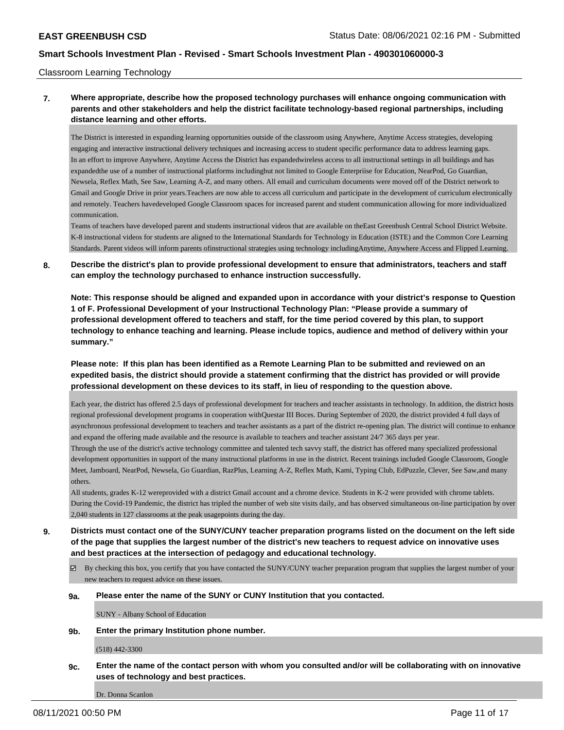Classroom Learning Technology

**7. Where appropriate, describe how the proposed technology purchases will enhance ongoing communication with parents and other stakeholders and help the district facilitate technology-based regional partnerships, including distance learning and other efforts.**

The District is interested in expanding learning opportunities outside of the classroom using Anywhere, Anytime Access strategies, developing engaging and interactive instructional delivery techniques and increasing access to student specific performance data to address learning gaps.
In an effort to improve Anywhere, Anytime Access the District has expandedwireless access to all instructional settings in all buildings and has expandedthe use of a number of instructional platforms includingbut not limited to Google Enterpriise for Education, NearPod, Go Guardian, Newsela, Reflex Math, See Saw, Learning A-Z, and many others. All email and curriculum documents were moved off of the District network to Gmail and Google Drive in prior years.Teachers are now able to access all curriculum and participate in the development of curriculum electronically and remotely. Teachers havedeveloped Google Classroom spaces for increased parent and student communication allowing for more individualized communication.
Teams of teachers have developed parent and students instructional videos that are available on theEast Greenbush Central School District Website. K-8 instructional videos for students are aligned to the International Standards for Technology in Education (ISTE) and the Common Core Learning Standards. Parent videos will inform parents ofinstructional strategies using technology includingAnytime, Anywhere Access and Flipped Learning.

**8. Describe the district's plan to provide professional development to ensure that administrators, teachers and staff can employ the technology purchased to enhance instruction successfully.**

**Note: This response should be aligned and expanded upon in accordance with your district's response to Question 1 of F. Professional Development of your Instructional Technology Plan: "Please provide a summary of professional development offered to teachers and staff, for the time period covered by this plan, to support technology to enhance teaching and learning. Please include topics, audience and method of delivery within your summary."**

**Please note: If this plan has been identified as a Remote Learning Plan to be submitted and reviewed on an expedited basis, the district should provide a statement confirming that the district has provided or will provide professional development on these devices to its staff, in lieu of responding to the question above.**

Each year, the district has offered 2.5 days of professional development for teachers and teacher assistants in technology. In addition, the district hosts regional professional development programs in cooperation withQuestar III Boces. During September of 2020, the district provided 4 full days of asynchronous professional development to teachers and teacher assistants as a part of the district re-opening plan. The district will continue to enhance and expand the offering made available and the resource is available to teachers and teacher assistant 24/7 365 days per year.
Through the use of the district's active technology committee and talented tech savvy staff, the district has offered many specialized professional development opportunities in support of the many instructional platforms in use in the district. Recent trainings included Google Classroom, Google Meet, Jamboard, NearPod, Newsela, Go Guardian, RazPlus, Learning A-Z, Reflex Math, Kami, Typing Club, EdPuzzle, Clever, See Saw,and many others.
All students, grades K-12 wereprovided with a district Gmail account and a chrome device. Students in K-2 were provided with chrome tablets. During the Covid-19 Pandemic, the district has tripled the number of web site visits daily, and has observed simultaneous on-line participation by over 2,040 students in 127 classrooms at the peak usagepoints during the day.

**9. Districts must contact one of the SUNY/CUNY teacher preparation programs listed on the document on the left side of the page that supplies the largest number of the district's new teachers to request advice on innovative uses and best practices at the intersection of pedagogy and educational technology.**

☑ By checking this box, you certify that you have contacted the SUNY/CUNY teacher preparation program that supplies the largest number of your new teachers to request advice on these issues.

**9a. Please enter the name of the SUNY or CUNY Institution that you contacted.**

SUNY - Albany School of Education

**9b. Enter the primary Institution phone number.**

(518) 442-3300

**9c. Enter the name of the contact person with whom you consulted and/or will be collaborating with on innovative uses of technology and best practices.**

Dr. Donna Scanlon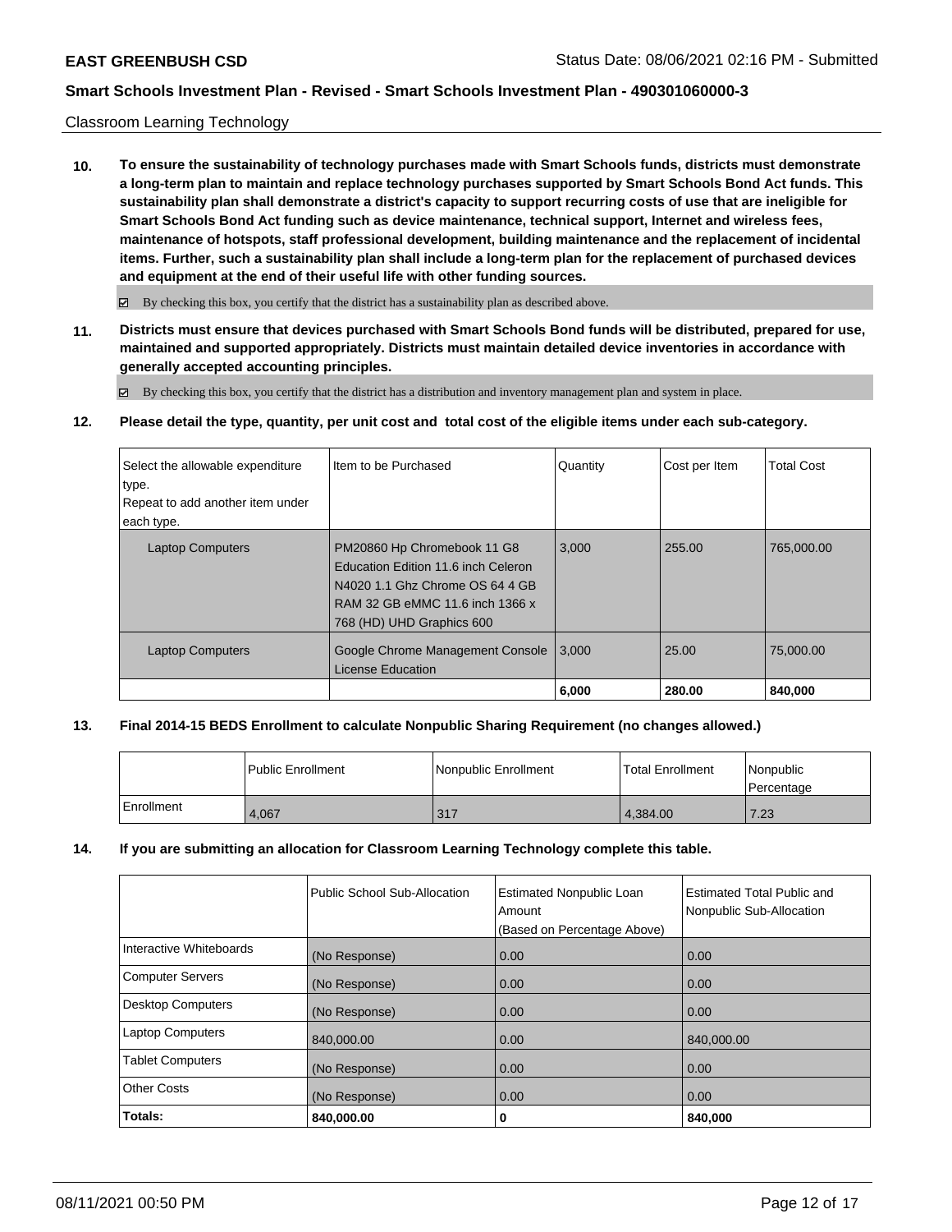Classroom Learning Technology

**10. To ensure the sustainability of technology purchases made with Smart Schools funds, districts must demonstrate a long-term plan to maintain and replace technology purchases supported by Smart Schools Bond Act funds. This sustainability plan shall demonstrate a district's capacity to support recurring costs of use that are ineligible for Smart Schools Bond Act funding such as device maintenance, technical support, Internet and wireless fees, maintenance of hotspots, staff professional development, building maintenance and the replacement of incidental items. Further, such a sustainability plan shall include a long-term plan for the replacement of purchased devices and equipment at the end of their useful life with other funding sources.**

☑ By checking this box, you certify that the district has a sustainability plan as described above.

**11. Districts must ensure that devices purchased with Smart Schools Bond funds will be distributed, prepared for use, maintained and supported appropriately. Districts must maintain detailed device inventories in accordance with generally accepted accounting principles.**

☑ By checking this box, you certify that the district has a distribution and inventory management plan and system in place.

**12. Please detail the type, quantity, per unit cost and total cost of the eligible items under each sub-category.**

| Select the allowable expenditure type. Repeat to add another item under each type. | Item to be Purchased | Quantity | Cost per Item | Total Cost |
|---|---|---|---|---|
| Laptop Computers | PM20860 Hp Chromebook 11 G8 Education Edition 11.6 inch Celeron N4020 1.1 Ghz Chrome OS 64 4 GB RAM 32 GB eMMC 11.6 inch 1366 x 768 (HD) UHD Graphics 600 | 3,000 | 255.00 | 765,000.00 |
| Laptop Computers | Google Chrome Management Console License Education | 3,000 | 25.00 | 75,000.00 |
| | | **6,000** | **280.00** | **840,000** |

**13. Final 2014-15 BEDS Enrollment to calculate Nonpublic Sharing Requirement (no changes allowed.)**

| | Public Enrollment | Nonpublic Enrollment | Total Enrollment | Nonpublic Percentage |
|---|---|---|---|---|
| Enrollment | 4,067 | 317 | 4,384.00 | 7.23 |

**14. If you are submitting an allocation for Classroom Learning Technology complete this table.**

| | Public School Sub-Allocation | Estimated Nonpublic Loan Amount (Based on Percentage Above) | Estimated Total Public and Nonpublic Sub-Allocation |
|---|---|---|---|
| Interactive Whiteboards | (No Response) | 0.00 | 0.00 |
| Computer Servers | (No Response) | 0.00 | 0.00 |
| Desktop Computers | (No Response) | 0.00 | 0.00 |
| Laptop Computers | 840,000.00 | 0.00 | 840,000.00 |
| Tablet Computers | (No Response) | 0.00 | 0.00 |
| Other Costs | (No Response) | 0.00 | 0.00 |
| **Totals:** | **840,000.00** | **0** | **840,000** |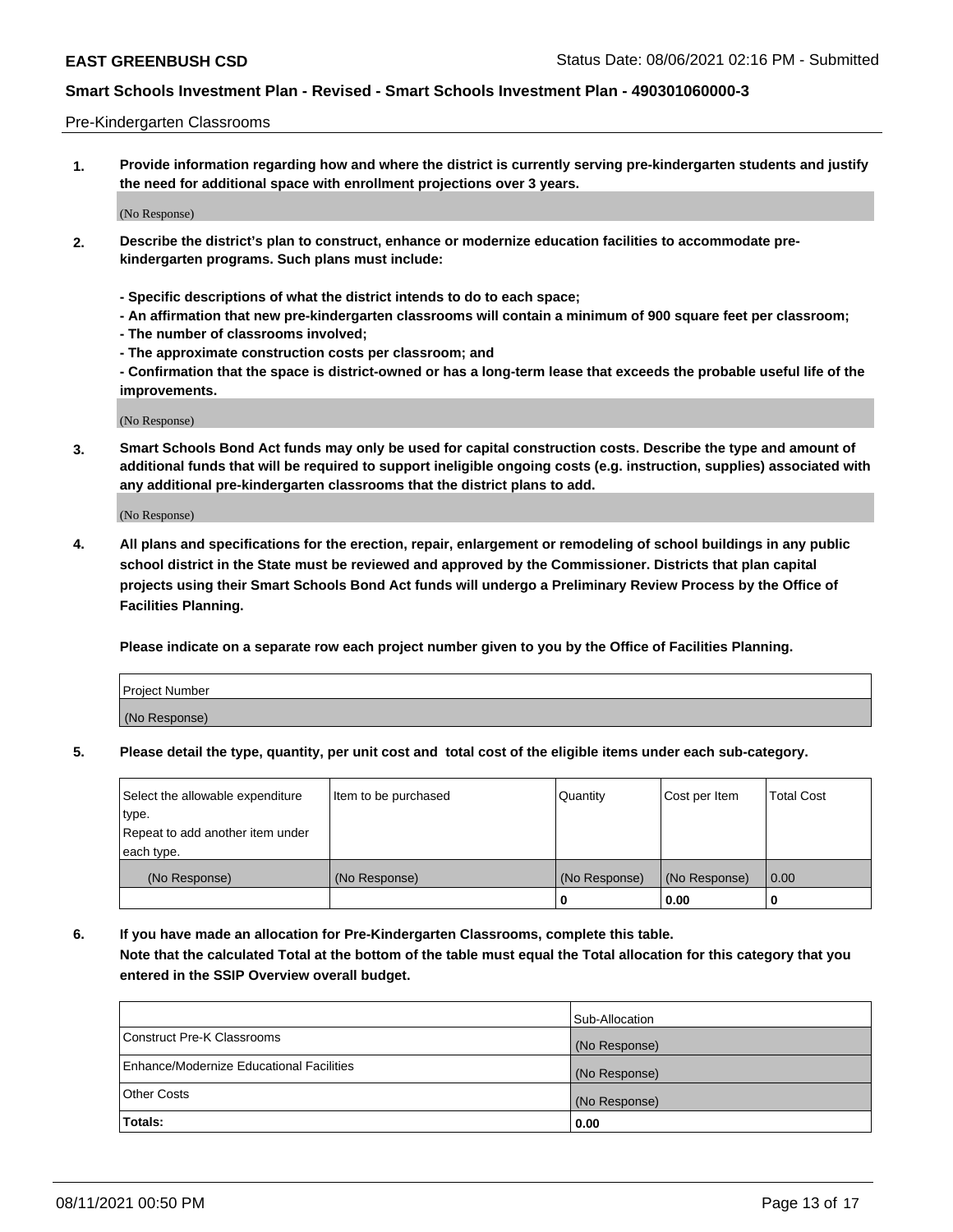Pre-Kindergarten Classrooms

1. **Provide information regarding how and where the district is currently serving pre-kindergarten students and justify the need for additional space with enrollment projections over 3 years.**

(No Response)

2. **Describe the district's plan to construct, enhance or modernize education facilities to accommodate pre-kindergarten programs. Such plans must include:**

   **- Specific descriptions of what the district intends to do to each space;**
   **- An affirmation that new pre-kindergarten classrooms will contain a minimum of 900 square feet per classroom;**
   **- The number of classrooms involved;**
   **- The approximate construction costs per classroom; and**
   **- Confirmation that the space is district-owned or has a long-term lease that exceeds the probable useful life of the improvements.**

(No Response)

3. **Smart Schools Bond Act funds may only be used for capital construction costs. Describe the type and amount of additional funds that will be required to support ineligible ongoing costs (e.g. instruction, supplies) associated with any additional pre-kindergarten classrooms that the district plans to add.**

(No Response)

4. **All plans and specifications for the erection, repair, enlargement or remodeling of school buildings in any public school district in the State must be reviewed and approved by the Commissioner. Districts that plan capital projects using their Smart Schools Bond Act funds will undergo a Preliminary Review Process by the Office of Facilities Planning.**

   **Please indicate on a separate row each project number given to you by the Office of Facilities Planning.**

| Project Number |
|---|
| (No Response) |

5. **Please detail the type, quantity, per unit cost and total cost of the eligible items under each sub-category.**

| Select the allowable expenditure type. Repeat to add another item under each type. | Item to be purchased | Quantity | Cost per Item | Total Cost |
|---|---|---|---|---|
| (No Response) | (No Response) | (No Response) | (No Response) | 0.00 |
| | | 0 | 0.00 | 0 |

6. **If you have made an allocation for Pre-Kindergarten Classrooms, complete this table.**
   **Note that the calculated Total at the bottom of the table must equal the Total allocation for this category that you entered in the SSIP Overview overall budget.**

| | Sub-Allocation |
|---|---|
| Construct Pre-K Classrooms | (No Response) |
| Enhance/Modernize Educational Facilities | (No Response) |
| Other Costs | (No Response) |
| **Totals:** | **0.00** |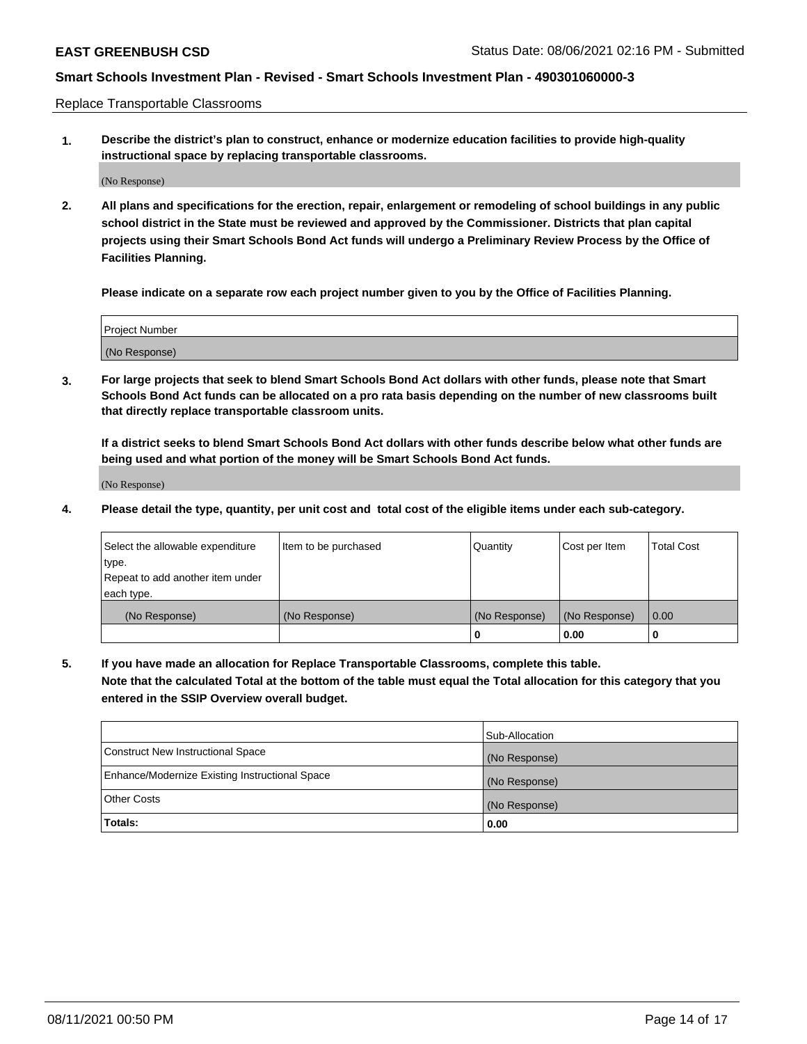Replace Transportable Classrooms

**1. Describe the district's plan to construct, enhance or modernize education facilities to provide high-quality instructional space by replacing transportable classrooms.**

(No Response)

**2. All plans and specifications for the erection, repair, enlargement or remodeling of school buildings in any public school district in the State must be reviewed and approved by the Commissioner. Districts that plan capital projects using their Smart Schools Bond Act funds will undergo a Preliminary Review Process by the Office of Facilities Planning.**

**Please indicate on a separate row each project number given to you by the Office of Facilities Planning.**

| Project Number |
| --- |
| (No Response) |

**3. For large projects that seek to blend Smart Schools Bond Act dollars with other funds, please note that Smart Schools Bond Act funds can be allocated on a pro rata basis depending on the number of new classrooms built that directly replace transportable classroom units.**

**If a district seeks to blend Smart Schools Bond Act dollars with other funds describe below what other funds are being used and what portion of the money will be Smart Schools Bond Act funds.**

(No Response)

**4. Please detail the type, quantity, per unit cost and total cost of the eligible items under each sub-category.**

| Select the allowable expenditure type. Repeat to add another item under each type. | Item to be purchased | Quantity | Cost per Item | Total Cost |
| --- | --- | --- | --- | --- |
| (No Response) | (No Response) | (No Response) | (No Response) | 0.00 |
| | | 0 | 0.00 | 0 |

**5. If you have made an allocation for Replace Transportable Classrooms, complete this table. Note that the calculated Total at the bottom of the table must equal the Total allocation for this category that you entered in the SSIP Overview overall budget.**

| | Sub-Allocation |
| --- | --- |
| Construct New Instructional Space | (No Response) |
| Enhance/Modernize Existing Instructional Space | (No Response) |
| Other Costs | (No Response) |
| **Totals:** | **0.00** |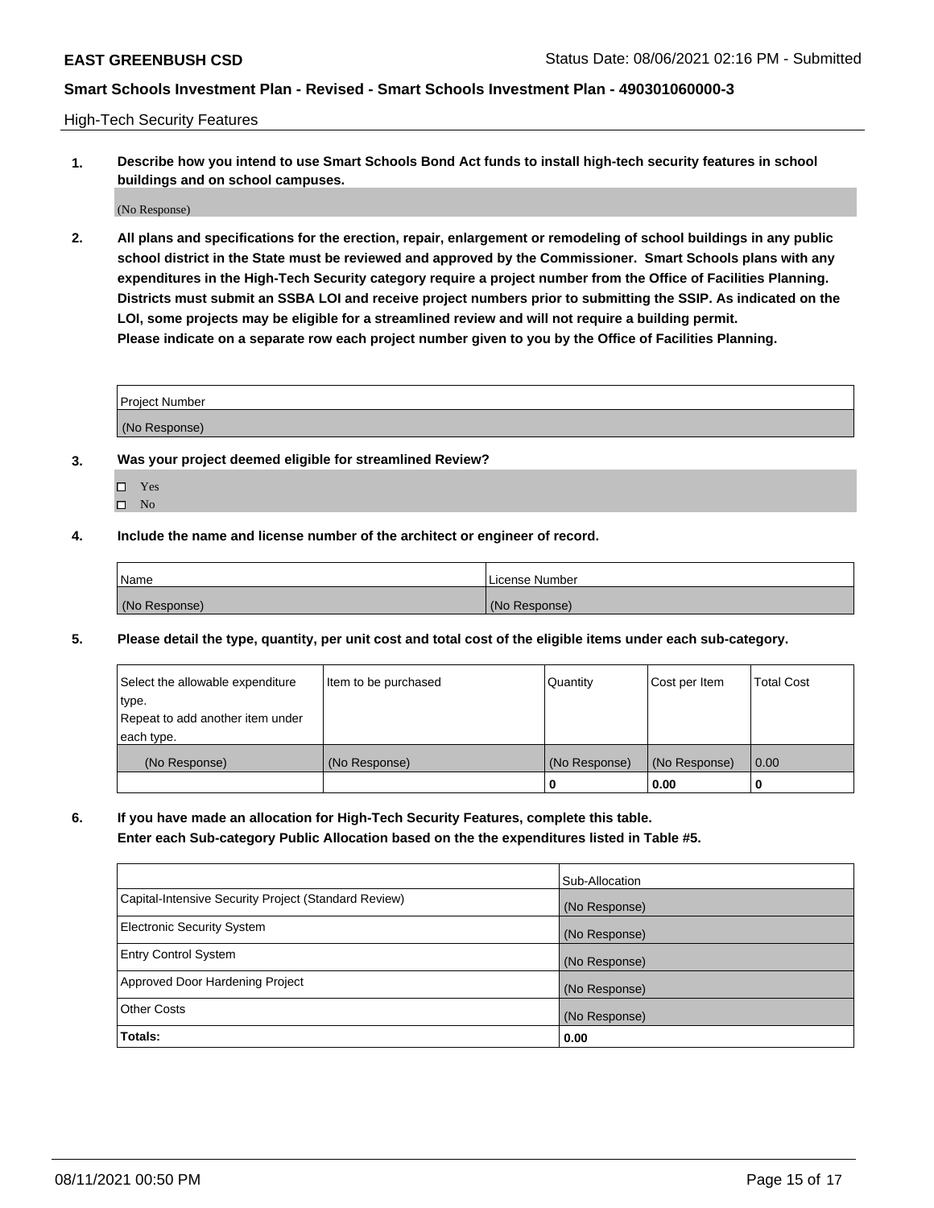High-Tech Security Features

**1. Describe how you intend to use Smart Schools Bond Act funds to install high-tech security features in school buildings and on school campuses.**

(No Response)

**2. All plans and specifications for the erection, repair, enlargement or remodeling of school buildings in any public school district in the State must be reviewed and approved by the Commissioner. Smart Schools plans with any expenditures in the High-Tech Security category require a project number from the Office of Facilities Planning. Districts must submit an SSBA LOI and receive project numbers prior to submitting the SSIP. As indicated on the LOI, some projects may be eligible for a streamlined review and will not require a building permit. Please indicate on a separate row each project number given to you by the Office of Facilities Planning.**

| Project Number |
| --- |
| (No Response) |

**3. Was your project deemed eligible for streamlined Review?**

- ☐ Yes
- ☐ No

**4. Include the name and license number of the architect or engineer of record.**

| Name | License Number |
| --- | --- |
| (No Response) | (No Response) |

**5. Please detail the type, quantity, per unit cost and total cost of the eligible items under each sub-category.**

| Select the allowable expenditure type. Repeat to add another item under each type. | Item to be purchased | Quantity | Cost per Item | Total Cost |
| --- | --- | --- | --- | --- |
| (No Response) | (No Response) | (No Response) | (No Response) | 0.00 |
| | | 0 | 0.00 | 0 |

**6. If you have made an allocation for High-Tech Security Features, complete this table. Enter each Sub-category Public Allocation based on the the expenditures listed in Table #5.**

| | Sub-Allocation |
| --- | --- |
| Capital-Intensive Security Project (Standard Review) | (No Response) |
| Electronic Security System | (No Response) |
| Entry Control System | (No Response) |
| Approved Door Hardening Project | (No Response) |
| Other Costs | (No Response) |
| **Totals:** | **0.00** |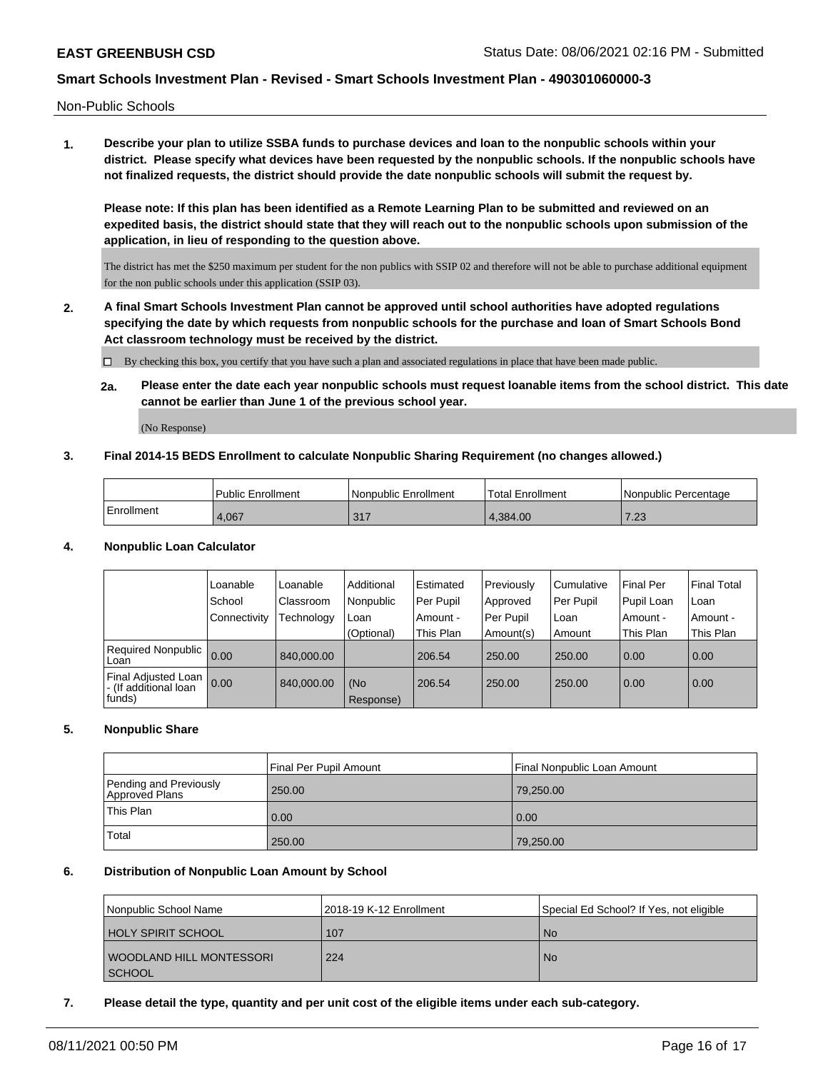Non-Public Schools

**1. Describe your plan to utilize SSBA funds to purchase devices and loan to the nonpublic schools within your district. Please specify what devices have been requested by the nonpublic schools. If the nonpublic schools have not finalized requests, the district should provide the date nonpublic schools will submit the request by.**

**Please note: If this plan has been identified as a Remote Learning Plan to be submitted and reviewed on an expedited basis, the district should state that they will reach out to the nonpublic schools upon submission of the application, in lieu of responding to the question above.**

The district has met the $250 maximum per student for the non publics with SSIP 02 and therefore will not be able to purchase additional equipment for the non public schools under this application (SSIP 03).

**2. A final Smart Schools Investment Plan cannot be approved until school authorities have adopted regulations specifying the date by which requests from nonpublic schools for the purchase and loan of Smart Schools Bond Act classroom technology must be received by the district.**

☐ By checking this box, you certify that you have such a plan and associated regulations in place that have been made public.

**2a. Please enter the date each year nonpublic schools must request loanable items from the school district. This date cannot be earlier than June 1 of the previous school year.**

(No Response)

**3. Final 2014-15 BEDS Enrollment to calculate Nonpublic Sharing Requirement (no changes allowed.)**

| | Public Enrollment | Nonpublic Enrollment | Total Enrollment | Nonpublic Percentage |
|---|---|---|---|---|
| Enrollment | 4,067 | 317 | 4,384.00 | 7.23 |

**4. Nonpublic Loan Calculator**

| | Loanable School Connectivity | Loanable Classroom Technology | Additional Nonpublic Loan (Optional) | Estimated Per Pupil Amount - This Plan | Previously Approved Per Pupil Amount(s) | Cumulative Per Pupil Loan Amount | Final Per Pupil Loan Amount - This Plan | Final Total Loan Amount - This Plan |
|---|---|---|---|---|---|---|---|---|
| Required Nonpublic Loan | 0.00 | 840,000.00 | | 206.54 | 250.00 | 250.00 | 0.00 | 0.00 |
| Final Adjusted Loan - (If additional loan funds) | 0.00 | 840,000.00 | (No Response) | 206.54 | 250.00 | 250.00 | 0.00 | 0.00 |

**5. Nonpublic Share**

| | Final Per Pupil Amount | Final Nonpublic Loan Amount |
|---|---|---|
| Pending and Previously Approved Plans | 250.00 | 79,250.00 |
| This Plan | 0.00 | 0.00 |
| Total | 250.00 | 79,250.00 |

**6. Distribution of Nonpublic Loan Amount by School**

| Nonpublic School Name | 2018-19 K-12 Enrollment | Special Ed School? If Yes, not eligible |
|---|---|---|
| HOLY SPIRIT SCHOOL | 107 | No |
| WOODLAND HILL MONTESSORI SCHOOL | 224 | No |

**7. Please detail the type, quantity and per unit cost of the eligible items under each sub-category.**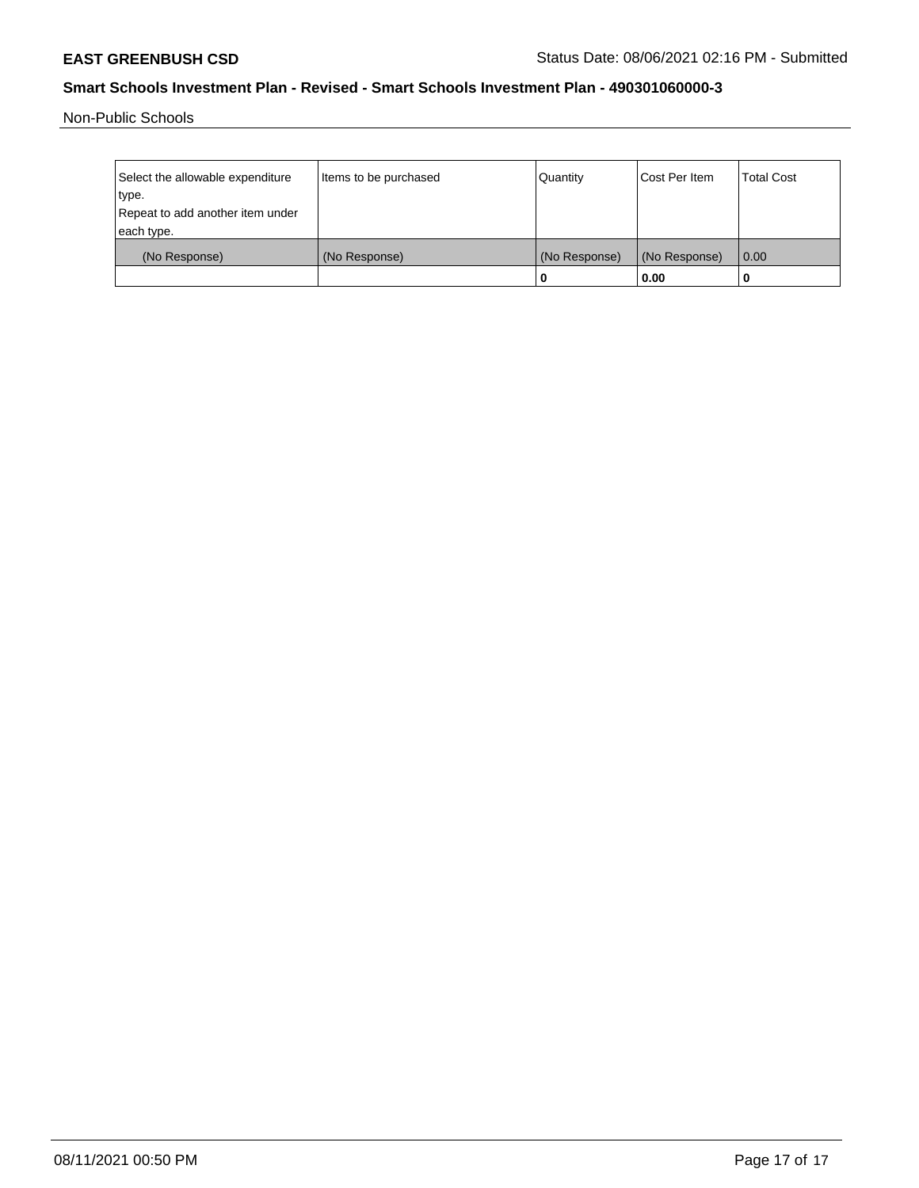Non-Public Schools

| Select the allowable expenditure type.<br>Repeat to add another item under each type. | Items to be purchased | Quantity | Cost Per Item | Total Cost |
|---|---|---|---|---|
| (No Response) | (No Response) | (No Response) | (No Response) | 0.00 |
| | | **0** | **0.00** | **0** |